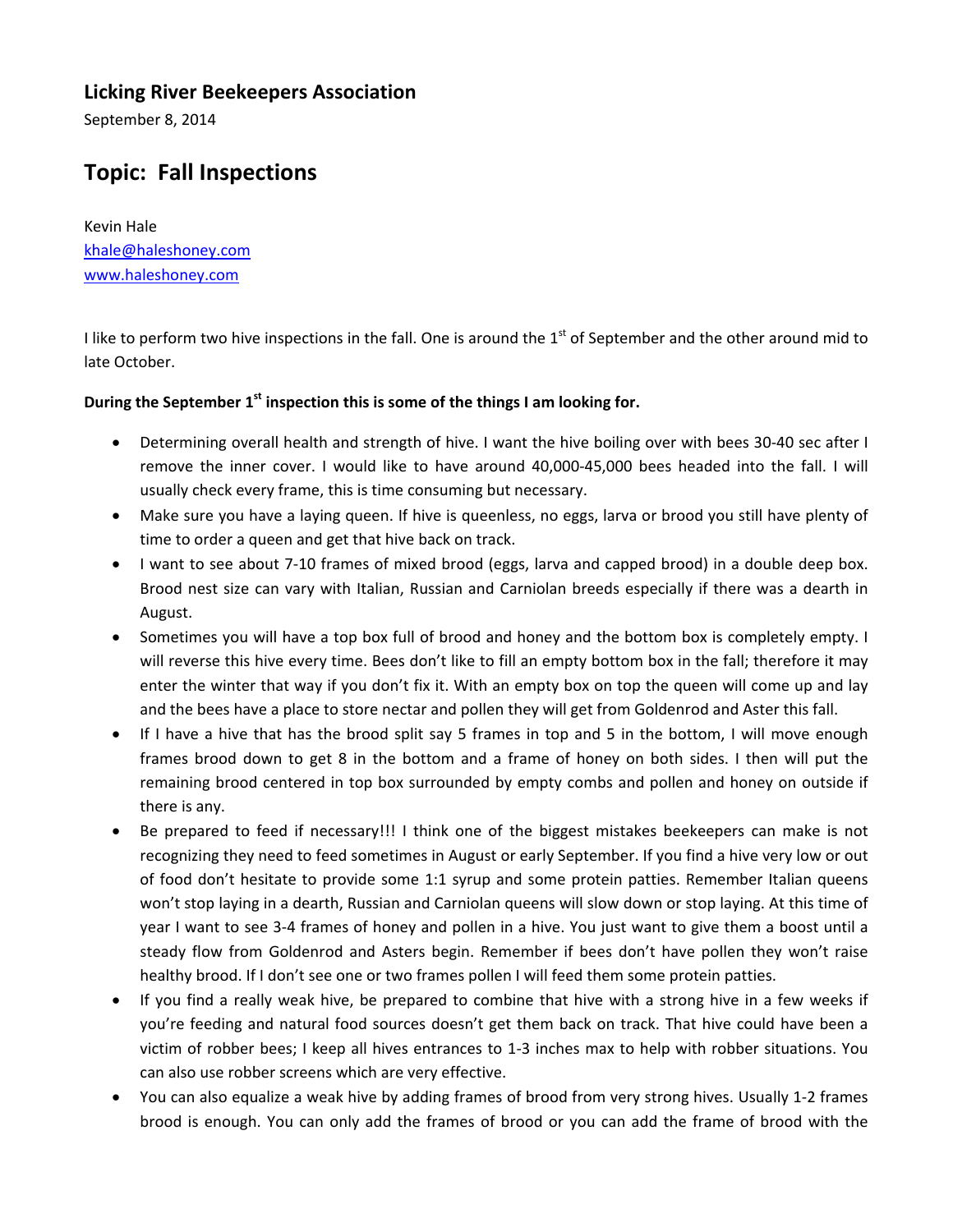## Licking River Beekeepers Association

September 8, 2014

# Topic: Fall Inspections

Kevin Hale
khale@haleshoney.com
www.haleshoney.com

I like to perform two hive inspections in the fall. One is around the 1st of September and the other around mid to late October.

**During the September 1st inspection this is some of the things I am looking for.**

- Determining overall health and strength of hive. I want the hive boiling over with bees 30-40 sec after I remove the inner cover. I would like to have around 40,000-45,000 bees headed into the fall. I will usually check every frame, this is time consuming but necessary.
- Make sure you have a laying queen. If hive is queenless, no eggs, larva or brood you still have plenty of time to order a queen and get that hive back on track.
- I want to see about 7-10 frames of mixed brood (eggs, larva and capped brood) in a double deep box. Brood nest size can vary with Italian, Russian and Carniolan breeds especially if there was a dearth in August.
- Sometimes you will have a top box full of brood and honey and the bottom box is completely empty. I will reverse this hive every time. Bees don't like to fill an empty bottom box in the fall; therefore it may enter the winter that way if you don't fix it. With an empty box on top the queen will come up and lay and the bees have a place to store nectar and pollen they will get from Goldenrod and Aster this fall.
- If I have a hive that has the brood split say 5 frames in top and 5 in the bottom, I will move enough frames brood down to get 8 in the bottom and a frame of honey on both sides. I then will put the remaining brood centered in top box surrounded by empty combs and pollen and honey on outside if there is any.
- Be prepared to feed if necessary!!! I think one of the biggest mistakes beekeepers can make is not recognizing they need to feed sometimes in August or early September. If you find a hive very low or out of food don't hesitate to provide some 1:1 syrup and some protein patties. Remember Italian queens won't stop laying in a dearth, Russian and Carniolan queens will slow down or stop laying. At this time of year I want to see 3-4 frames of honey and pollen in a hive. You just want to give them a boost until a steady flow from Goldenrod and Asters begin. Remember if bees don't have pollen they won't raise healthy brood. If I don't see one or two frames pollen I will feed them some protein patties.
- If you find a really weak hive, be prepared to combine that hive with a strong hive in a few weeks if you're feeding and natural food sources doesn't get them back on track. That hive could have been a victim of robber bees; I keep all hives entrances to 1-3 inches max to help with robber situations. You can also use robber screens which are very effective.
- You can also equalize a weak hive by adding frames of brood from very strong hives. Usually 1-2 frames brood is enough. You can only add the frames of brood or you can add the frame of brood with the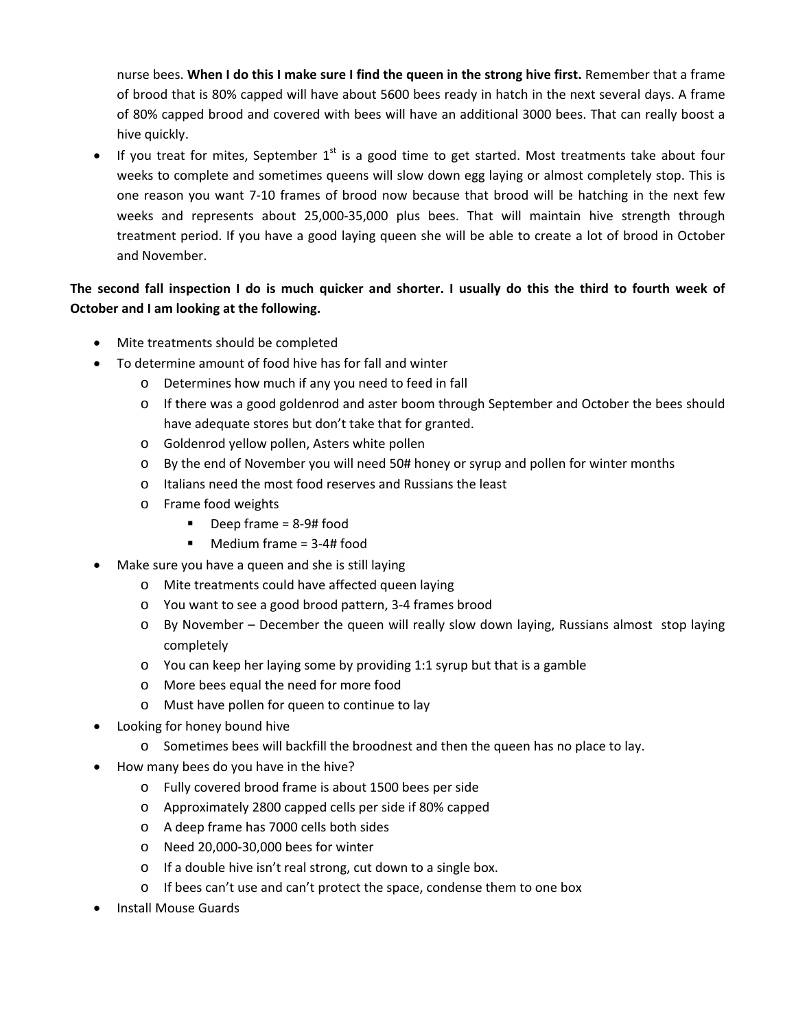nurse bees. **When I do this I make sure I find the queen in the strong hive first.** Remember that a frame of brood that is 80% capped will have about 5600 bees ready in hatch in the next several days. A frame of 80% capped brood and covered with bees will have an additional 3000 bees. That can really boost a hive quickly.

- If you treat for mites, September 1$^{st}$ is a good time to get started. Most treatments take about four weeks to complete and sometimes queens will slow down egg laying or almost completely stop. This is one reason you want 7-10 frames of brood now because that brood will be hatching in the next few weeks and represents about 25,000-35,000 plus bees. That will maintain hive strength through treatment period. If you have a good laying queen she will be able to create a lot of brood in October and November.

**The second fall inspection I do is much quicker and shorter. I usually do this the third to fourth week of October and I am looking at the following.**

- Mite treatments should be completed
- To determine amount of food hive has for fall and winter
  - Determines how much if any you need to feed in fall
  - If there was a good goldenrod and aster boom through September and October the bees should have adequate stores but don't take that for granted.
  - Goldenrod yellow pollen, Asters white pollen
  - By the end of November you will need 50# honey or syrup and pollen for winter months
  - Italians need the most food reserves and Russians the least
  - Frame food weights
    - Deep frame = 8-9# food
    - Medium frame = 3-4# food
- Make sure you have a queen and she is still laying
  - Mite treatments could have affected queen laying
  - You want to see a good brood pattern, 3-4 frames brood
  - By November – December the queen will really slow down laying, Russians almost stop laying completely
  - You can keep her laying some by providing 1:1 syrup but that is a gamble
  - More bees equal the need for more food
  - Must have pollen for queen to continue to lay
- Looking for honey bound hive
  - Sometimes bees will backfill the broodnest and then the queen has no place to lay.
- How many bees do you have in the hive?
  - Fully covered brood frame is about 1500 bees per side
  - Approximately 2800 capped cells per side if 80% capped
  - A deep frame has 7000 cells both sides
  - Need 20,000-30,000 bees for winter
  - If a double hive isn't real strong, cut down to a single box.
  - If bees can't use and can't protect the space, condense them to one box
- Install Mouse Guards